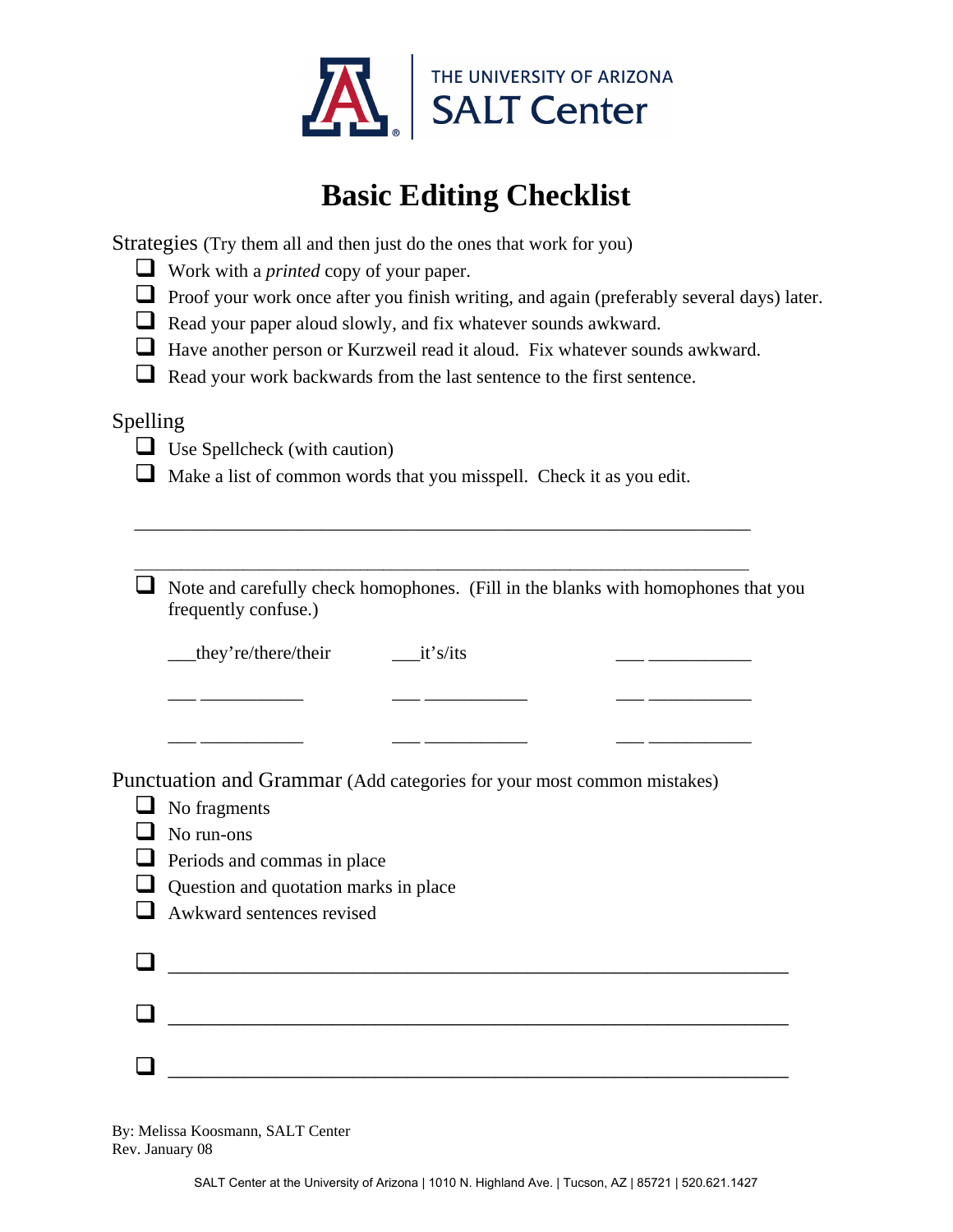THE UNIVERSITY OF ARIZONA
SALT Center

# Basic Editing Checklist

## Strategies (Try them all and then just do the ones that work for you)

- ❑ Work with a *printed* copy of your paper.
- ❑ Proof your work once after you finish writing, and again (preferably several days) later.
- ❑ Read your paper aloud slowly, and fix whatever sounds awkward.
- ❑ Have another person or Kurzweil read it aloud. Fix whatever sounds awkward.
- ❑ Read your work backwards from the last sentence to the first sentence.

## Spelling

- ❑ Use Spellcheck (with caution)
- ❑ Make a list of common words that you misspell. Check it as you edit.

____________________________________________________________

____________________________________________________________

- ❑ Note and carefully check homophones. (Fill in the blanks with homophones that you frequently confuse.)

| | | |
|---|---|---|
| ___they're/there/their | ___it's/its | ___ __________ |
| ___ __________ | ___ __________ | ___ __________ |
| ___ __________ | ___ __________ | ___ __________ |

## Punctuation and Grammar (Add categories for your most common mistakes)

- ❑ No fragments
- ❑ No run-ons
- ❑ Periods and commas in place
- ❑ Question and quotation marks in place
- ❑ Awkward sentences revised
- ❑ ____________________________________________________________
- ❑ ____________________________________________________________
- ❑ ____________________________________________________________

By: Melissa Koosmann, SALT Center
Rev. January 08

SALT Center at the University of Arizona | 1010 N. Highland Ave. | Tucson, AZ | 85721 | 520.621.1427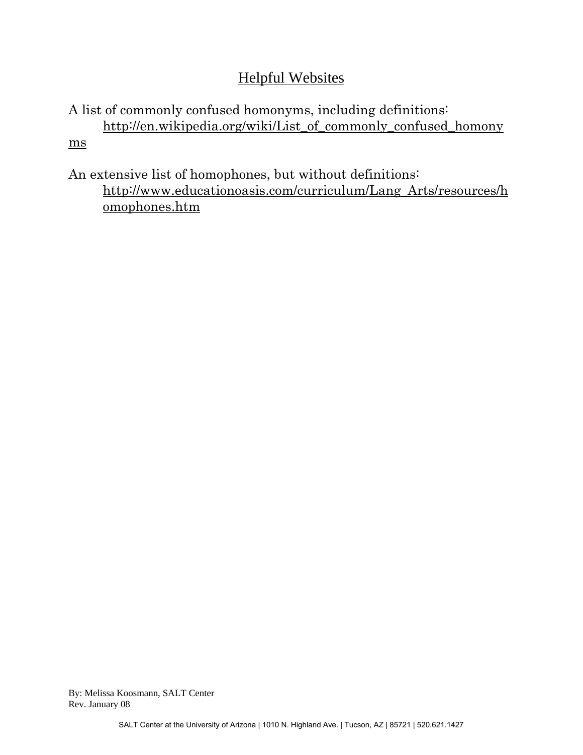## Helpful Websites

A list of commonly confused homonyms, including definitions:
http://en.wikipedia.org/wiki/List_of_commonly_confused_homonyms

An extensive list of homophones, but without definitions:
http://www.educationoasis.com/curriculum/Lang_Arts/resources/homophones.htm

By: Melissa Koosmann, SALT Center
Rev. January 08